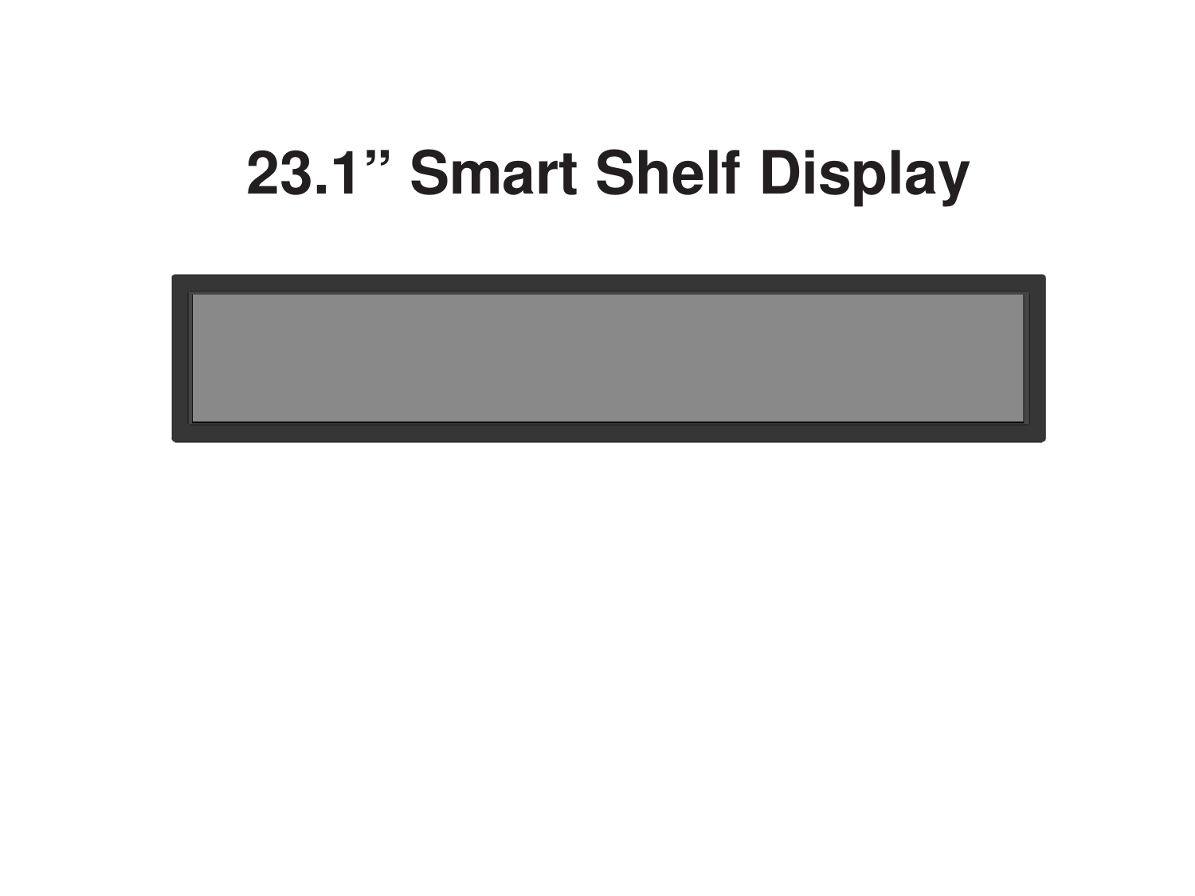# 23.1” Smart Shelf Display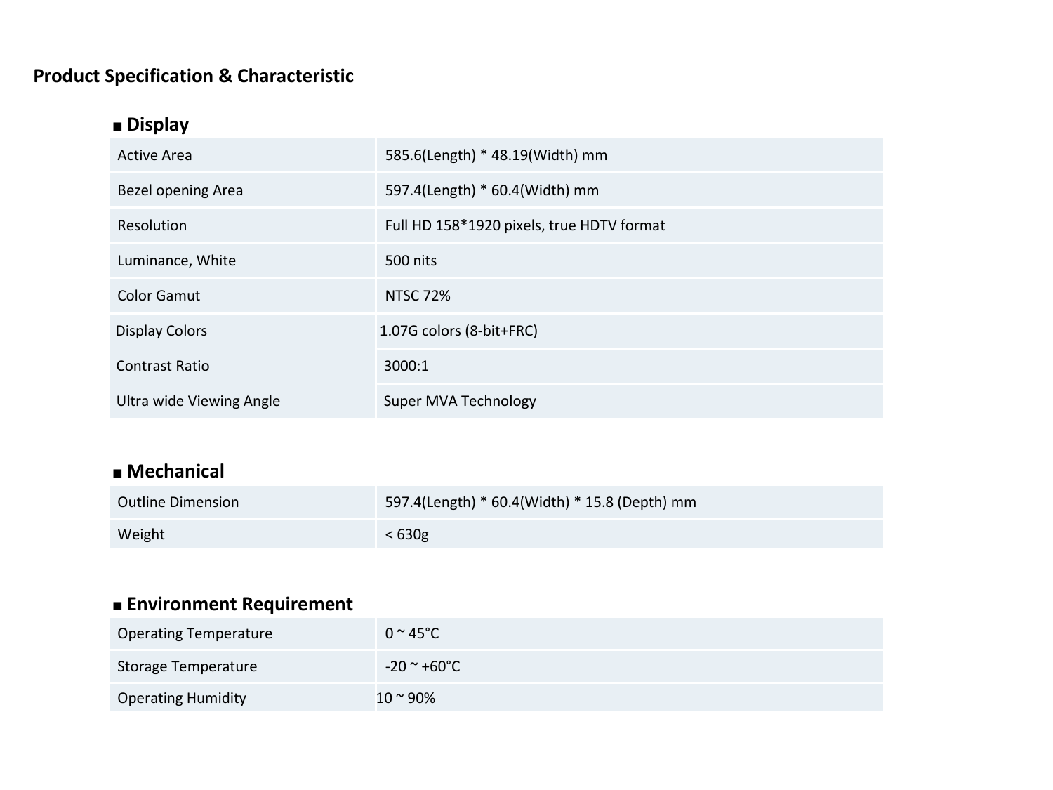# Product Specification & Characteristic

## ■ Display

| | |
|---|---|
| Active Area | 585.6(Length) * 48.19(Width) mm |
| Bezel opening Area | 597.4(Length) * 60.4(Width) mm |
| Resolution | Full HD 158*1920 pixels, true HDTV format |
| Luminance, White | 500 nits |
| Color Gamut | NTSC 72% |
| Display Colors | 1.07G colors (8-bit+FRC) |
| Contrast Ratio | 3000:1 |
| Ultra wide Viewing Angle | Super MVA Technology |

## ■ Mechanical

| | |
|---|---|
| Outline Dimension | 597.4(Length) * 60.4(Width) * 15.8 (Depth) mm |
| Weight | < 630g |

## ■ Environment Requirement

| | |
|---|---|
| Operating Temperature | 0 ~ 45°C |
| Storage Temperature | -20 ~ +60°C |
| Operating Humidity | 10 ~ 90% |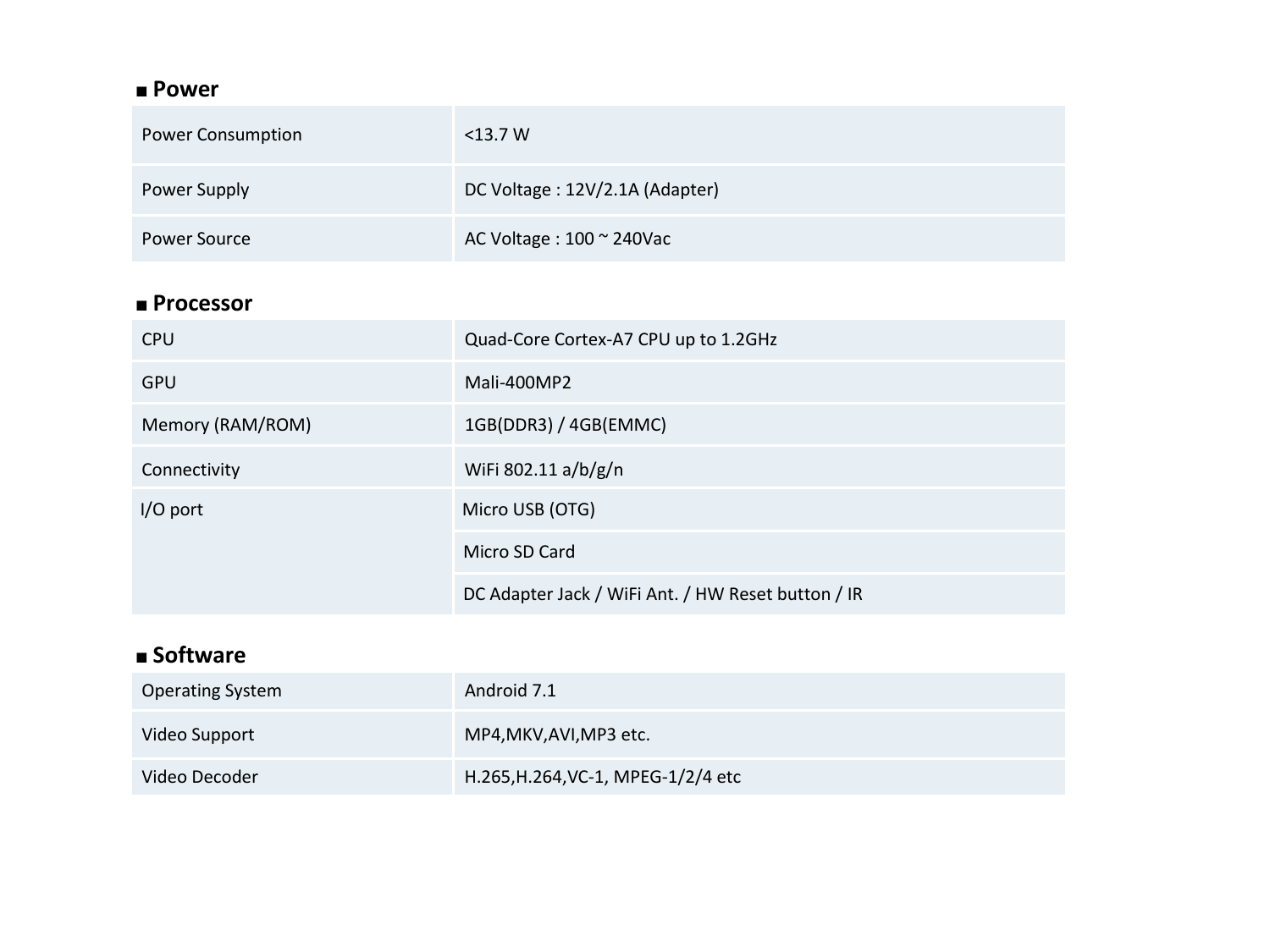## ■ Power

| | |
|---|---|
| Power Consumption | <13.7 W |
| Power Supply | DC Voltage : 12V/2.1A (Adapter) |
| Power Source | AC Voltage : 100 ~ 240Vac |

## ■ Processor

| | |
|---|---|
| CPU | Quad-Core Cortex-A7 CPU up to 1.2GHz |
| GPU | Mali-400MP2 |
| Memory (RAM/ROM) | 1GB(DDR3) / 4GB(EMMC) |
| Connectivity | WiFi 802.11 a/b/g/n |
| I/O port | Micro USB (OTG) |
| | Micro SD Card |
| | DC Adapter Jack / WiFi Ant. / HW Reset button / IR |

## ■ Software

| | |
|---|---|
| Operating System | Android 7.1 |
| Video Support | MP4,MKV,AVI,MP3 etc. |
| Video Decoder | H.265,H.264,VC-1, MPEG-1/2/4 etc |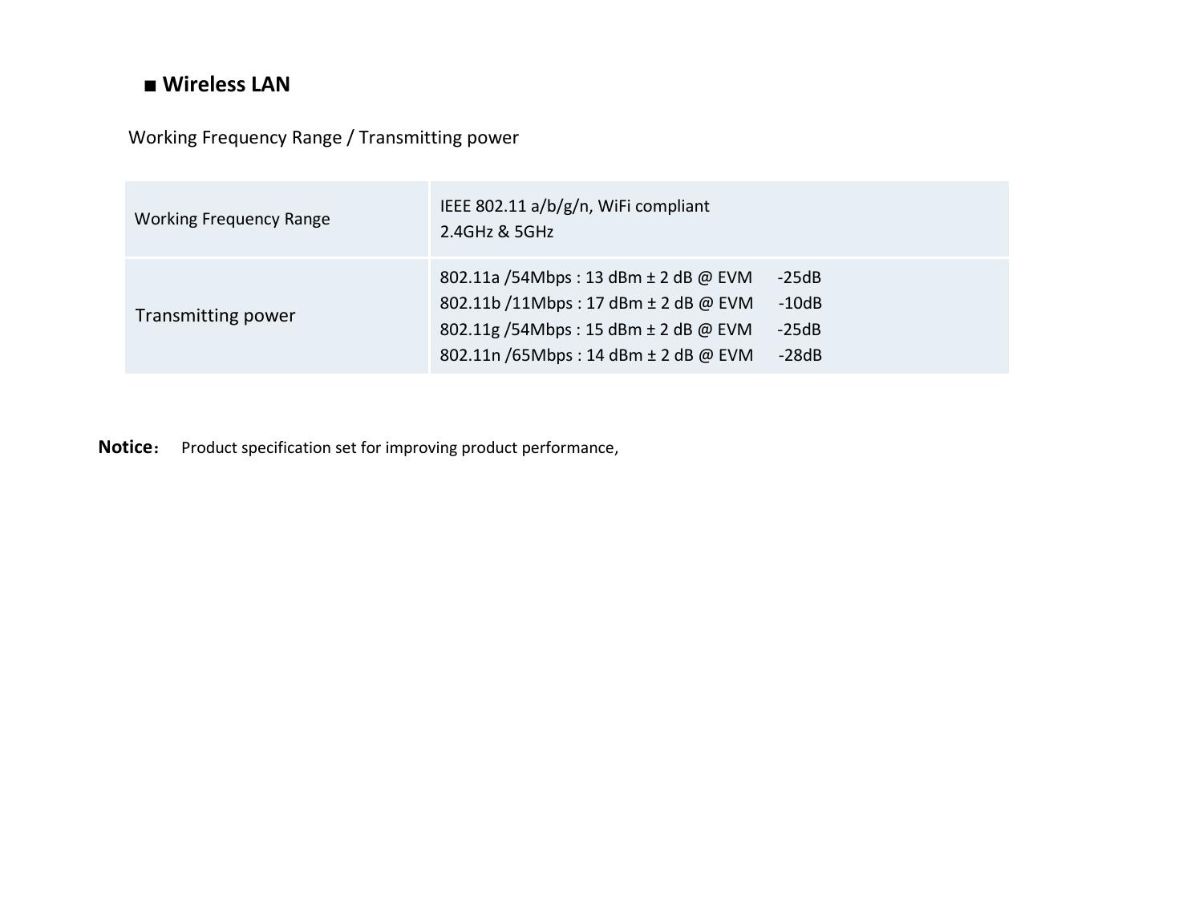## ■ Wireless LAN

Working Frequency Range / Transmitting power

| | |
|---|---|
| Working Frequency Range | IEEE 802.11 a/b/g/n, WiFi compliant<br>2.4GHz & 5GHz |
| Transmitting power | 802.11a /54Mbps : 13 dBm ± 2 dB @ EVM -25dB<br>802.11b /11Mbps : 17 dBm ± 2 dB @ EVM -10dB<br>802.11g /54Mbps : 15 dBm ± 2 dB @ EVM -25dB<br>802.11n /65Mbps : 14 dBm ± 2 dB @ EVM -28dB |

**Notice：** Product specification set for improving product performance,